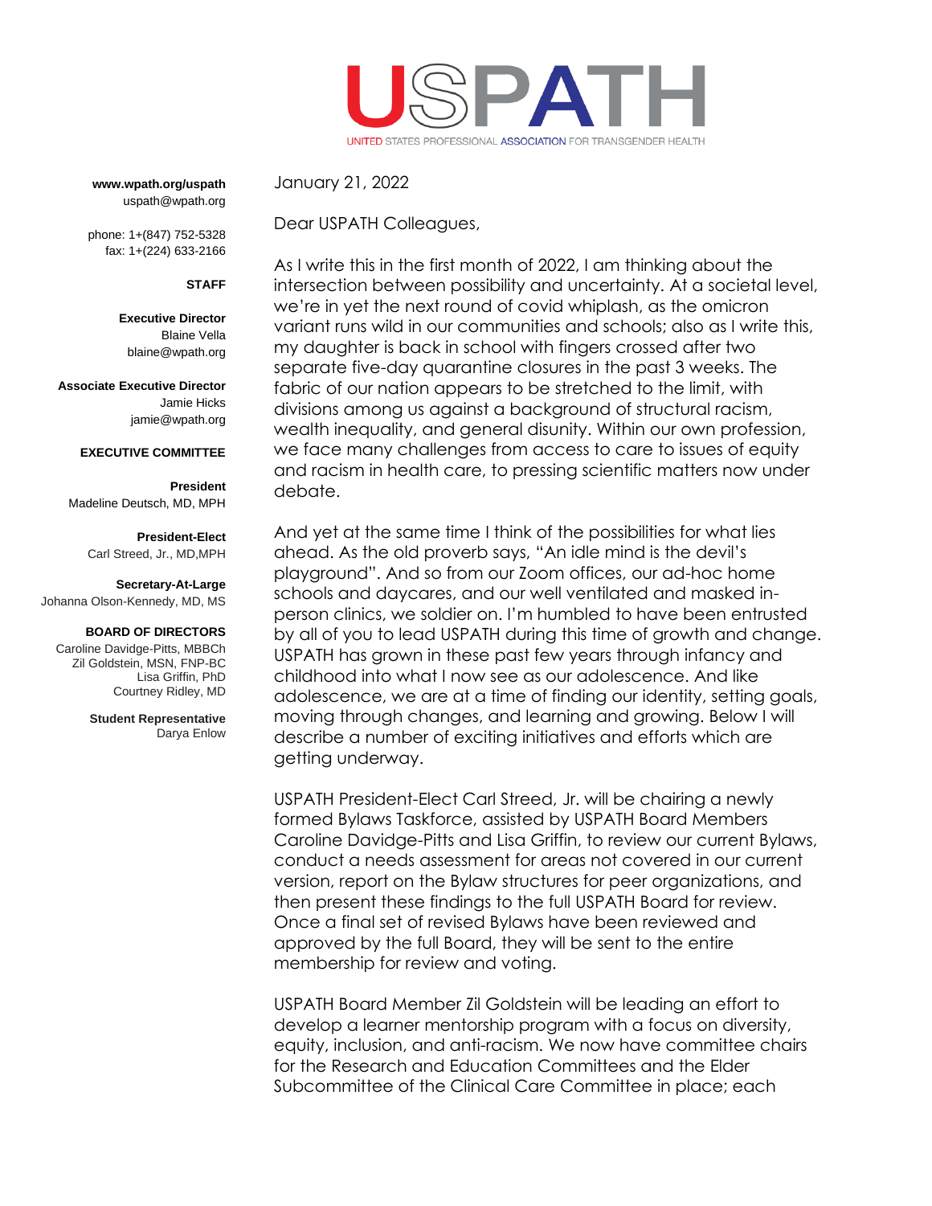# USPATH

UNITED STATES PROFESSIONAL ASSOCIATION FOR TRANSGENDER HEALTH

**www.wpath.org/uspath**
uspath@wpath.org

phone: 1+(847) 752-5328
fax: 1+(224) 633-2166

**STAFF**

**Executive Director**
Blaine Vella
blaine@wpath.org

**Associate Executive Director**
Jamie Hicks
jamie@wpath.org

**EXECUTIVE COMMITTEE**

**President**
Madeline Deutsch, MD, MPH

**President-Elect**
Carl Streed, Jr., MD,MPH

**Secretary-At-Large**
Johanna Olson-Kennedy, MD, MS

**BOARD OF DIRECTORS**
Caroline Davidge-Pitts, MBBCh
Zil Goldstein, MSN, FNP-BC
Lisa Griffin, PhD
Courtney Ridley, MD

**Student Representative**
Darya Enlow

January 21, 2022

Dear USPATH Colleagues,

As I write this in the first month of 2022, I am thinking about the intersection between possibility and uncertainty. At a societal level, we're in yet the next round of covid whiplash, as the omicron variant runs wild in our communities and schools; also as I write this, my daughter is back in school with fingers crossed after two separate five-day quarantine closures in the past 3 weeks. The fabric of our nation appears to be stretched to the limit, with divisions among us against a background of structural racism, wealth inequality, and general disunity. Within our own profession, we face many challenges from access to care to issues of equity and racism in health care, to pressing scientific matters now under debate.

And yet at the same time I think of the possibilities for what lies ahead. As the old proverb says, "An idle mind is the devil's playground". And so from our Zoom offices, our ad-hoc home schools and daycares, and our well ventilated and masked in-person clinics, we soldier on. I'm humbled to have been entrusted by all of you to lead USPATH during this time of growth and change. USPATH has grown in these past few years through infancy and childhood into what I now see as our adolescence. And like adolescence, we are at a time of finding our identity, setting goals, moving through changes, and learning and growing. Below I will describe a number of exciting initiatives and efforts which are getting underway.

USPATH President-Elect Carl Streed, Jr. will be chairing a newly formed Bylaws Taskforce, assisted by USPATH Board Members Caroline Davidge-Pitts and Lisa Griffin, to review our current Bylaws, conduct a needs assessment for areas not covered in our current version, report on the Bylaw structures for peer organizations, and then present these findings to the full USPATH Board for review. Once a final set of revised Bylaws have been reviewed and approved by the full Board, they will be sent to the entire membership for review and voting.

USPATH Board Member Zil Goldstein will be leading an effort to develop a learner mentorship program with a focus on diversity, equity, inclusion, and anti-racism. We now have committee chairs for the Research and Education Committees and the Elder Subcommittee of the Clinical Care Committee in place; each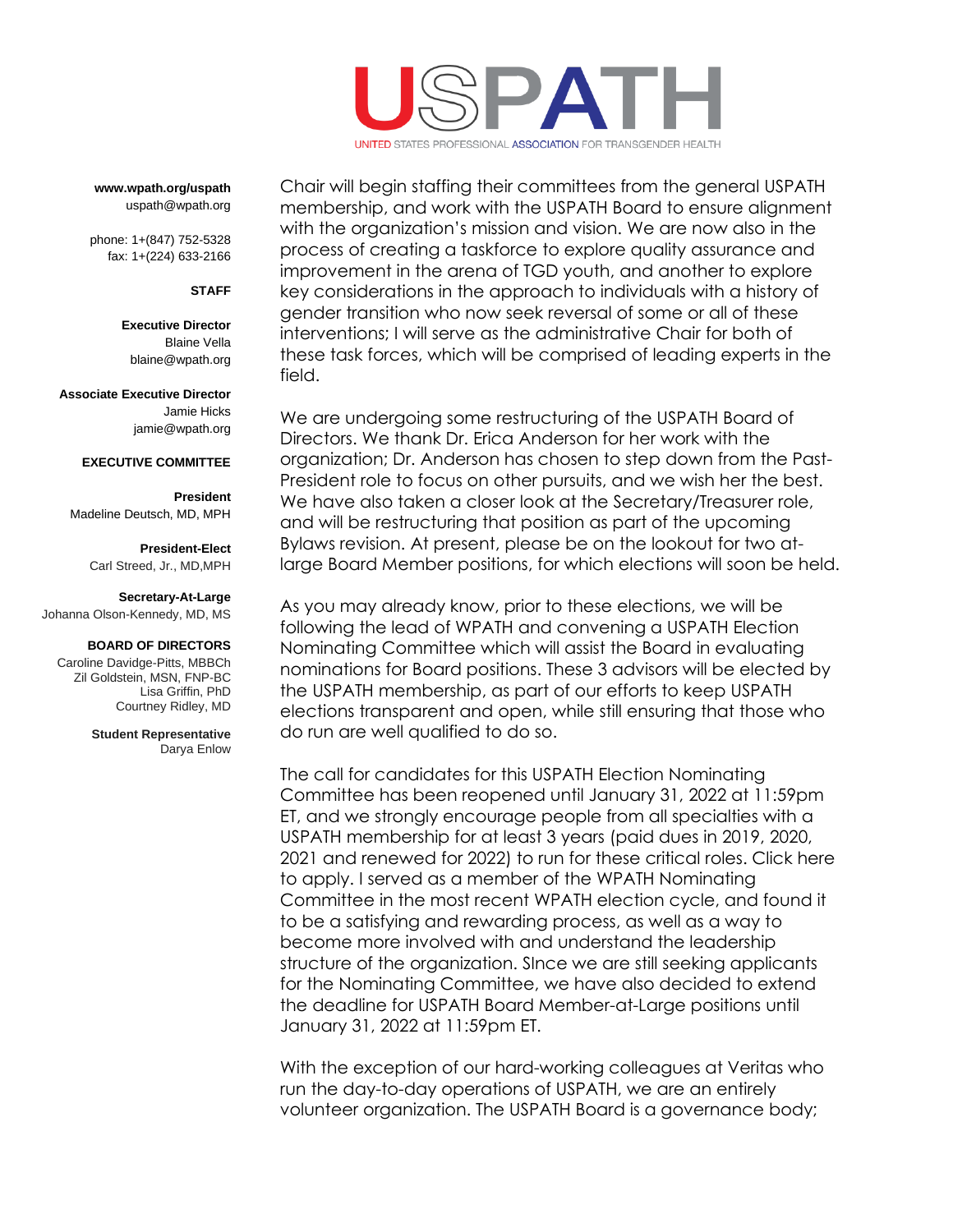**www.wpath.org/uspath**
uspath@wpath.org

phone: 1+(847) 752-5328
fax: 1+(224) 633-2166

**STAFF**

**Executive Director**
Blaine Vella
blaine@wpath.org

**Associate Executive Director**
Jamie Hicks
jamie@wpath.org

**EXECUTIVE COMMITTEE**

**President**
Madeline Deutsch, MD, MPH

**President-Elect**
Carl Streed, Jr., MD,MPH

**Secretary-At-Large**
Johanna Olson-Kennedy, MD, MS

**BOARD OF DIRECTORS**
Caroline Davidge-Pitts, MBBCh
Zil Goldstein, MSN, FNP-BC
Lisa Griffin, PhD
Courtney Ridley, MD

**Student Representative**
Darya Enlow

Chair will begin staffing their committees from the general USPATH membership, and work with the USPATH Board to ensure alignment with the organization's mission and vision. We are now also in the process of creating a taskforce to explore quality assurance and improvement in the arena of TGD youth, and another to explore key considerations in the approach to individuals with a history of gender transition who now seek reversal of some or all of these interventions; I will serve as the administrative Chair for both of these task forces, which will be comprised of leading experts in the field.

We are undergoing some restructuring of the USPATH Board of Directors. We thank Dr. Erica Anderson for her work with the organization; Dr. Anderson has chosen to step down from the Past-President role to focus on other pursuits, and we wish her the best. We have also taken a closer look at the Secretary/Treasurer role, and will be restructuring that position as part of the upcoming Bylaws revision. At present, please be on the lookout for two at-large Board Member positions, for which elections will soon be held.

As you may already know, prior to these elections, we will be following the lead of WPATH and convening a USPATH Election Nominating Committee which will assist the Board in evaluating nominations for Board positions. These 3 advisors will be elected by the USPATH membership, as part of our efforts to keep USPATH elections transparent and open, while still ensuring that those who do run are well qualified to do so.

The call for candidates for this USPATH Election Nominating Committee has been reopened until January 31, 2022 at 11:59pm ET, and we strongly encourage people from all specialties with a USPATH membership for at least 3 years (paid dues in 2019, 2020, 2021 and renewed for 2022) to run for these critical roles. Click here to apply. I served as a member of the WPATH Nominating Committee in the most recent WPATH election cycle, and found it to be a satisfying and rewarding process, as well as a way to become more involved with and understand the leadership structure of the organization. SInce we are still seeking applicants for the Nominating Committee, we have also decided to extend the deadline for USPATH Board Member-at-Large positions until January 31, 2022 at 11:59pm ET.

With the exception of our hard-working colleagues at Veritas who run the day-to-day operations of USPATH, we are an entirely volunteer organization. The USPATH Board is a governance body;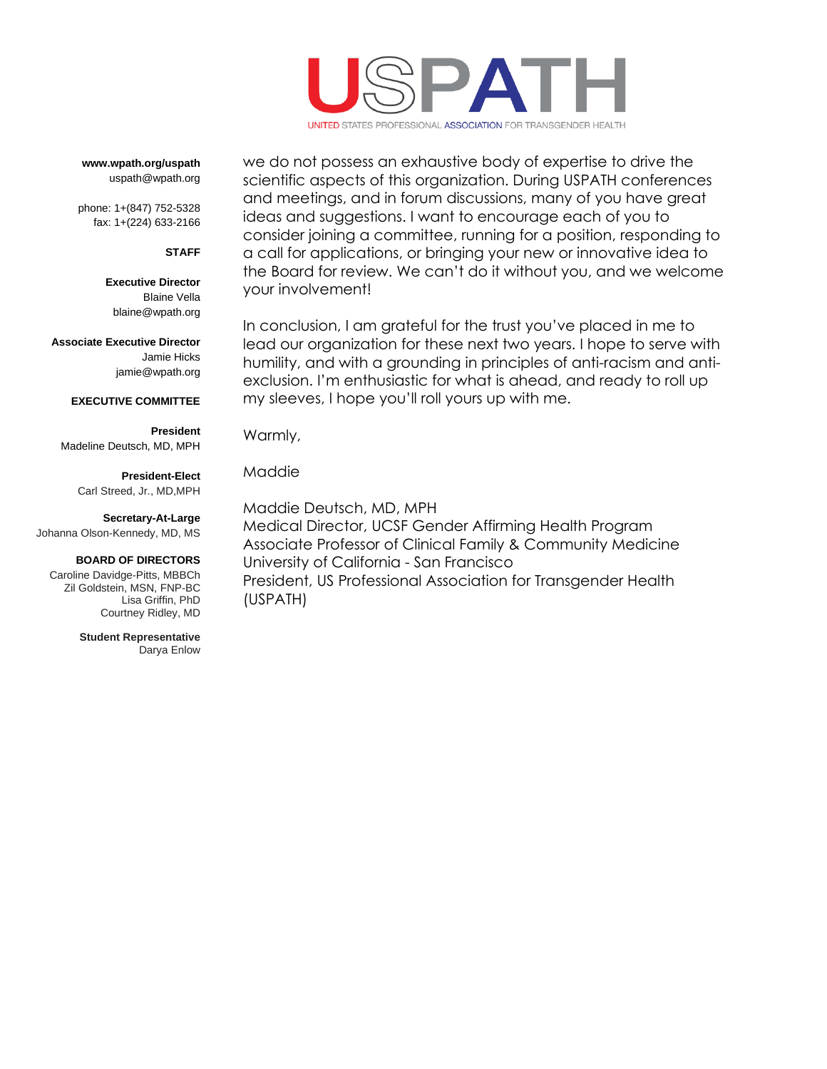# USPATH

UNITED STATES PROFESSIONAL ASSOCIATION FOR TRANSGENDER HEALTH

**www.wpath.org/uspath**
uspath@wpath.org

phone: 1+(847) 752-5328
fax: 1+(224) 633-2166

**STAFF**

**Executive Director**
Blaine Vella
blaine@wpath.org

**Associate Executive Director**
Jamie Hicks
jamie@wpath.org

**EXECUTIVE COMMITTEE**

**President**
Madeline Deutsch, MD, MPH

**President-Elect**
Carl Streed, Jr., MD,MPH

**Secretary-At-Large**
Johanna Olson-Kennedy, MD, MS

**BOARD OF DIRECTORS**
Caroline Davidge-Pitts, MBBCh
Zil Goldstein, MSN, FNP-BC
Lisa Griffin, PhD
Courtney Ridley, MD

**Student Representative**
Darya Enlow

we do not possess an exhaustive body of expertise to drive the scientific aspects of this organization. During USPATH conferences and meetings, and in forum discussions, many of you have great ideas and suggestions. I want to encourage each of you to consider joining a committee, running for a position, responding to a call for applications, or bringing your new or innovative idea to the Board for review. We can't do it without you, and we welcome your involvement!

In conclusion, I am grateful for the trust you've placed in me to lead our organization for these next two years. I hope to serve with humility, and with a grounding in principles of anti-racism and anti-exclusion. I'm enthusiastic for what is ahead, and ready to roll up my sleeves, I hope you'll roll yours up with me.

Warmly,

Maddie

Maddie Deutsch, MD, MPH
Medical Director, UCSF Gender Affirming Health Program
Associate Professor of Clinical Family & Community Medicine
University of California - San Francisco
President, US Professional Association for Transgender Health (USPATH)